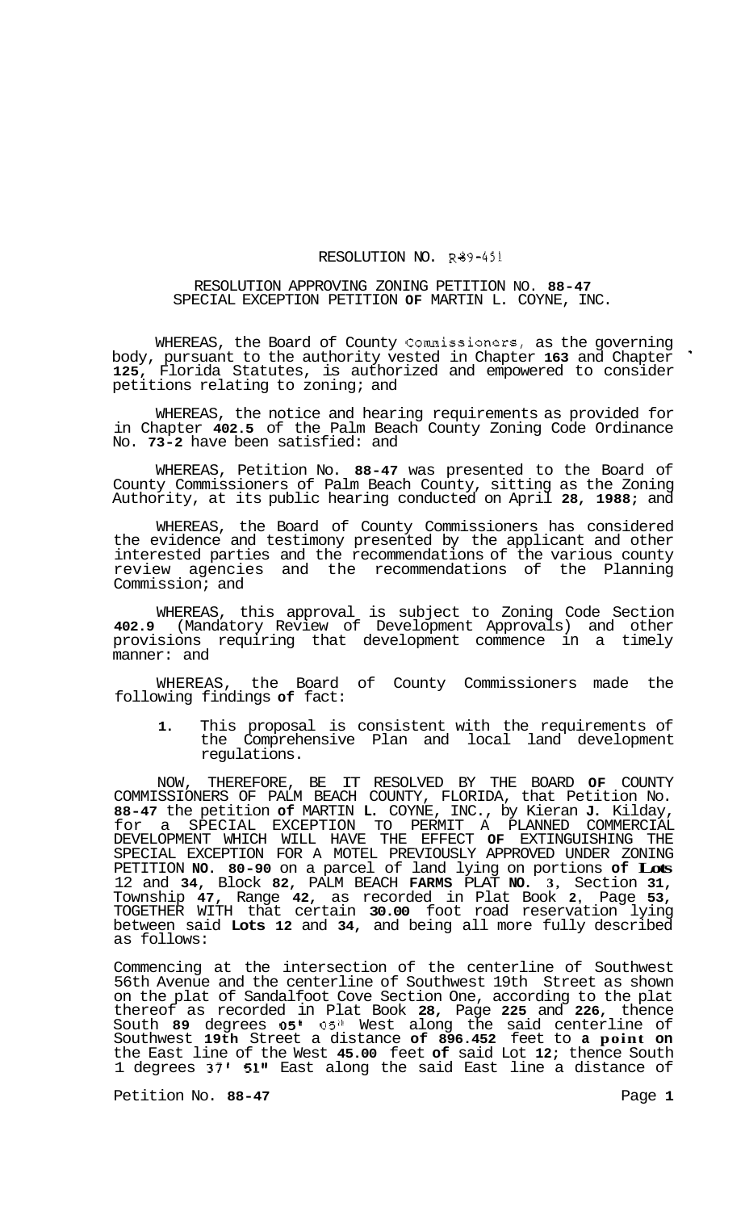RESOLUTION NO. R-89-451

RESOLUTION APPROVING ZONING PETITION NO. 88-47
SPECIAL EXCEPTION PETITION OF MARTIN L. COYNE, INC.

WHEREAS, the Board of County Commissioners, as the governing body, pursuant to the authority vested in Chapter 163 and Chapter 125, Florida Statutes, is authorized and empowered to consider petitions relating to zoning; and

WHEREAS, the notice and hearing requirements as provided for in Chapter 402.5 of the Palm Beach County Zoning Code Ordinance No. 73-2 have been satisfied: and

WHEREAS, Petition No. 88-47 was presented to the Board of County Commissioners of Palm Beach County, sitting as the Zoning Authority, at its public hearing conducted on April 28, 1988; and

WHEREAS, the Board of County Commissioners has considered the evidence and testimony presented by the applicant and other interested parties and the recommendations of the various county review agencies and the recommendations of the Planning Commission; and

WHEREAS, this approval is subject to Zoning Code Section 402.9 (Mandatory Review of Development Approvals) and other provisions requiring that development commence in a timely manner: and

WHEREAS, the Board of County Commissioners made the following findings of fact:

1. This proposal is consistent with the requirements of the Comprehensive Plan and local land development regulations.

NOW, THEREFORE, BE IT RESOLVED BY THE BOARD OF COUNTY COMMISSIONERS OF PALM BEACH COUNTY, FLORIDA, that Petition No. 88-47 the petition of MARTIN L. COYNE, INC., by Kieran J. Kilday, for a SPECIAL EXCEPTION TO PERMIT A PLANNED COMMERCIAL DEVELOPMENT WHICH WILL HAVE THE EFFECT OF EXTINGUISHING THE SPECIAL EXCEPTION FOR A MOTEL PREVIOUSLY APPROVED UNDER ZONING PETITION NO. 80-90 on a parcel of land lying on portions of Lots 12 and 34, Block 82, PALM BEACH FARMS PLAT NO. 3, Section 31, Township 47, Range 42, as recorded in Plat Book 2, Page 53, TOGETHER WITH that certain 30.00 foot road reservation lying between said Lots 12 and 34, and being all more fully described as follows:

Commencing at the intersection of the centerline of Southwest 56th Avenue and the centerline of Southwest 19th Street as shown on the plat of Sandalfoot Cove Section One, according to the plat thereof as recorded in Plat Book 28, Page 225 and 226, thence South 89 degrees 05' 05" West along the said centerline of Southwest 19th Street a distance of 896.452 feet to a point on the East line of the West 45.00 feet of said Lot 12; thence South 1 degrees 37' 51" East along the said East line a distance of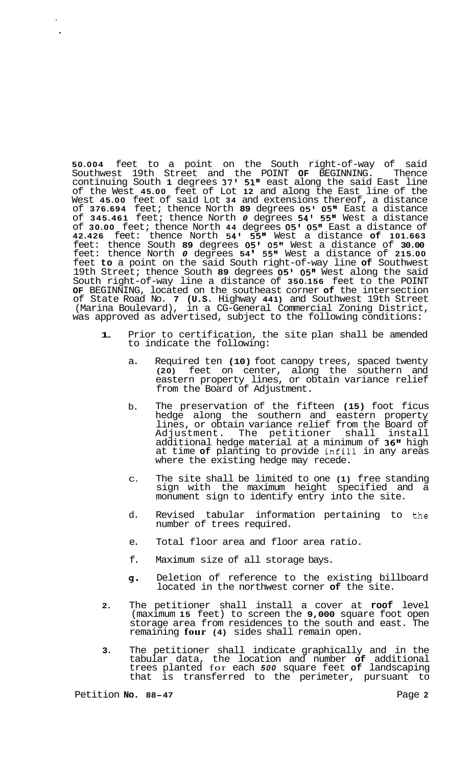50.004 feet to a point on the South right-of-way of said Southwest 19th Street and the POINT OF BEGINNING. Thence continuing South 1 degrees 37' 51" east along the said East line of the West 45.00 feet of Lot 12 and along the East line of the West 45.00 feet of said Lot 34 and extensions thereof, a distance of 376.694 feet; thence North 89 degrees 05' 05" East a distance of 345.461 feet; thence North 0 degrees 54' 55" West a distance of 30.00 feet; thence North 44 degrees 05' 05" East a distance of 42.426 feet: thence North 54' 55" West a distance of 101.663 feet: thence South 89 degrees 05' 05" West a distance of 30.00 feet: thence North 0 degrees 54' 55" West a distance of 215.00 feet to a point on the said South right-of-way line of Southwest 19th Street; thence South 89 degrees 05' 05" West along the said South right-of-way line a distance of 350.156 feet to the POINT OF BEGINNING, located on the southeast corner of the intersection of State Road No. 7 (U.S. Highway 441) and Southwest 19th Street (Marina Boulevard), in a CG-General Commercial Zoning District, was approved as advertised, subject to the following conditions:

1. Prior to certification, the site plan shall be amended to indicate the following:

   a. Required ten (10) foot canopy trees, spaced twenty (20) feet on center, along the southern and eastern property lines, or obtain variance relief from the Board of Adjustment.

   b. The preservation of the fifteen (15) foot ficus hedge along the southern and eastern property lines, or obtain variance relief from the Board of Adjustment. The petitioner shall install additional hedge material at a minimum of 36" high at time of planting to provide infill in any areas where the existing hedge may recede.

   c. The site shall be limited to one (1) free standing sign with the maximum height specified and a monument sign to identify entry into the site.

   d. Revised tabular information pertaining to the number of trees required.

   e. Total floor area and floor area ratio.

   f. Maximum size of all storage bays.

   g. Deletion of reference to the existing billboard located in the northwest corner of the site.

2. The petitioner shall install a cover at roof level (maximum 15 feet) to screen the 9,000 square foot open storage area from residences to the south and east. The remaining four (4) sides shall remain open.

3. The petitioner shall indicate graphically and in the tabular data, the location and number of additional trees planted for each 500 square feet of landscaping that is transferred to the perimeter, pursuant to

Petition No. 88-47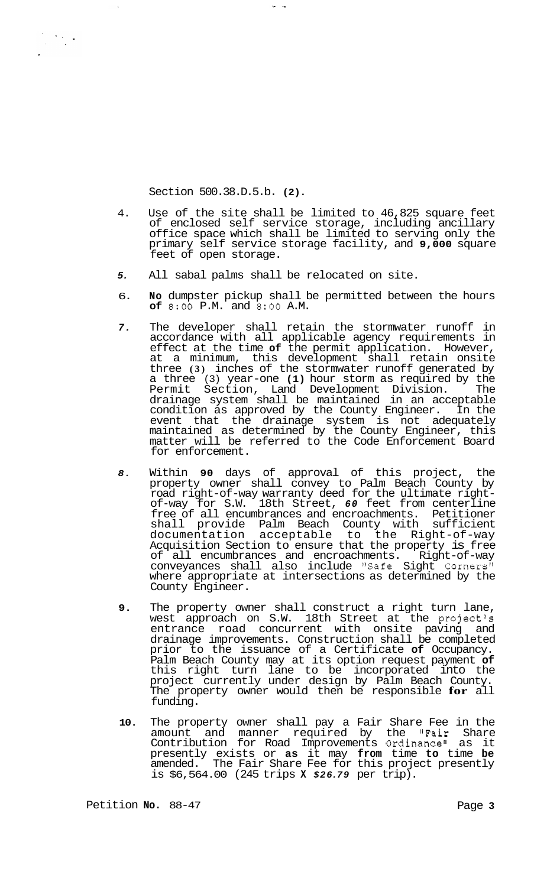Section 500.38.D.5.b. (2).

4. Use of the site shall be limited to 46,825 square feet of enclosed self service storage, including ancillary office space which shall be limited to serving only the primary self service storage facility, and 9,000 square feet of open storage.

5. All sabal palms shall be relocated on site.

6. No dumpster pickup shall be permitted between the hours of 8:00 P.M. and 8:00 A.M.

7. The developer shall retain the stormwater runoff in accordance with all applicable agency requirements in effect at the time of the permit application. However, at a minimum, this development shall retain onsite three (3) inches of the stormwater runoff generated by a three (3) year-one (1) hour storm as required by the Permit Section, Land Development Division. The drainage system shall be maintained in an acceptable condition as approved by the County Engineer. In the event that the drainage system is not adequately maintained as determined by the County Engineer, this matter will be referred to the Code Enforcement Board for enforcement.

8. Within 90 days of approval of this project, the property owner shall convey to Palm Beach County by road right-of-way warranty deed for the ultimate right-of-way for S.W. 18th Street, 60 feet from centerline free of all encumbrances and encroachments. Petitioner shall provide Palm Beach County with sufficient documentation acceptable to the Right-of-way Acquisition Section to ensure that the property is free of all encumbrances and encroachments. Right-of-way conveyances shall also include "Safe Sight Corners" where appropriate at intersections as determined by the County Engineer.

9. The property owner shall construct a right turn lane, west approach on S.W. 18th Street at the project's entrance road concurrent with onsite paving and drainage improvements. Construction shall be completed prior to the issuance of a Certificate of Occupancy. Palm Beach County may at its option request payment of this right turn lane to be incorporated into the project currently under design by Palm Beach County. The property owner would then be responsible for all funding.

10. The property owner shall pay a Fair Share Fee in the amount and manner required by the "Fair Share Contribution for Road Improvements Ordinance" as it presently exists or as it may from time to time be amended. The Fair Share Fee for this project presently is $6,564.00 (245 trips X $26.79 per trip).

Petition No. 88-47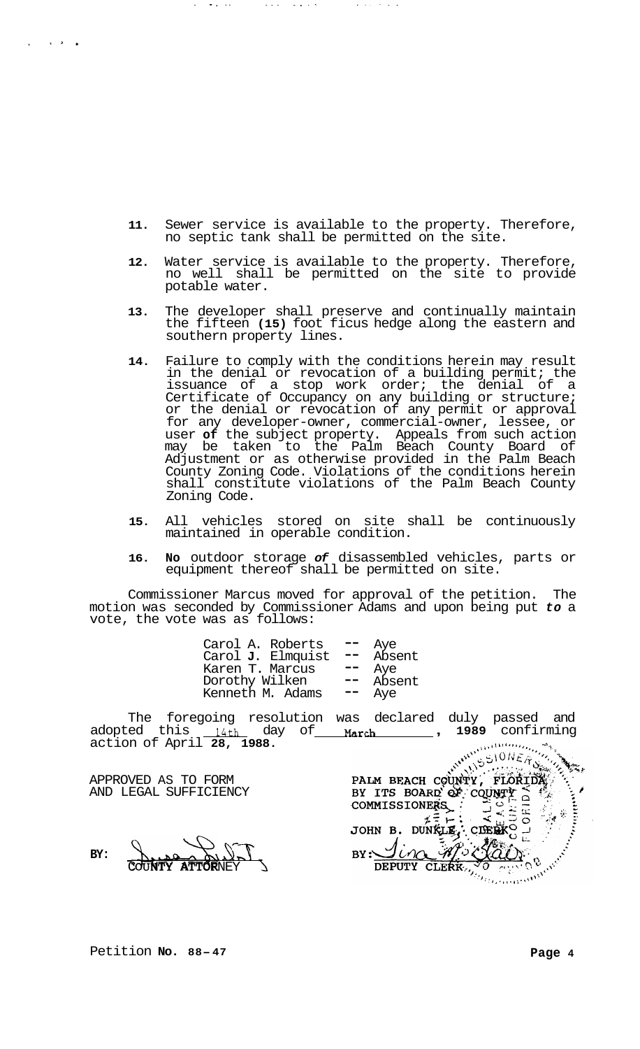11. Sewer service is available to the property. Therefore, no septic tank shall be permitted on the site.

12. Water service is available to the property. Therefore, no well shall be permitted on the site to provide potable water.

13. The developer shall preserve and continually maintain the fifteen **(15)** foot ficus hedge along the eastern and southern property lines.

14. Failure to comply with the conditions herein may result in the denial or revocation of a building permit; the issuance of a stop work order; the denial of a Certificate of Occupancy on any building or structure; or the denial or revocation of any permit or approval for any developer-owner, commercial-owner, lessee, or user **of** the subject property. Appeals from such action may be taken to the Palm Beach County Board of Adjustment or as otherwise provided in the Palm Beach County Zoning Code. Violations of the conditions herein shall constitute violations of the Palm Beach County Zoning Code.

15. All vehicles stored on site shall be continuously maintained in operable condition.

16. **No** outdoor storage ***of*** disassembled vehicles, parts or equipment thereof shall be permitted on site.

Commissioner Marcus moved for approval of the petition. The motion was seconded by Commissioner Adams and upon being put ***to*** a vote, the vote was as follows:

| | | |
|---|---|---|
| Carol A. Roberts | -- | Aye |
| Carol **J**. Elmquist | -- | Absent |
| Karen T. Marcus | -- | Aye |
| Dorothy Wilken | -- | Absent |
| Kenneth M. Adams | -- | Aye |

The foregoing resolution was declared duly passed and adopted this 14th day of March, **1989** confirming action of April **28, 1988**.

APPROVED AS TO FORM AND LEGAL SUFFICIENCY

**BY:** ______________ **COUNTY ATTORNEY**

PALM BEACH COUNTY, FLORIDA BY ITS BOARD OF COUNTY COMMISSIONERS

JOHN B. DUNKLE, CLERK

BY: ______________ DEPUTY CLERK

Petition **No. 88-47**